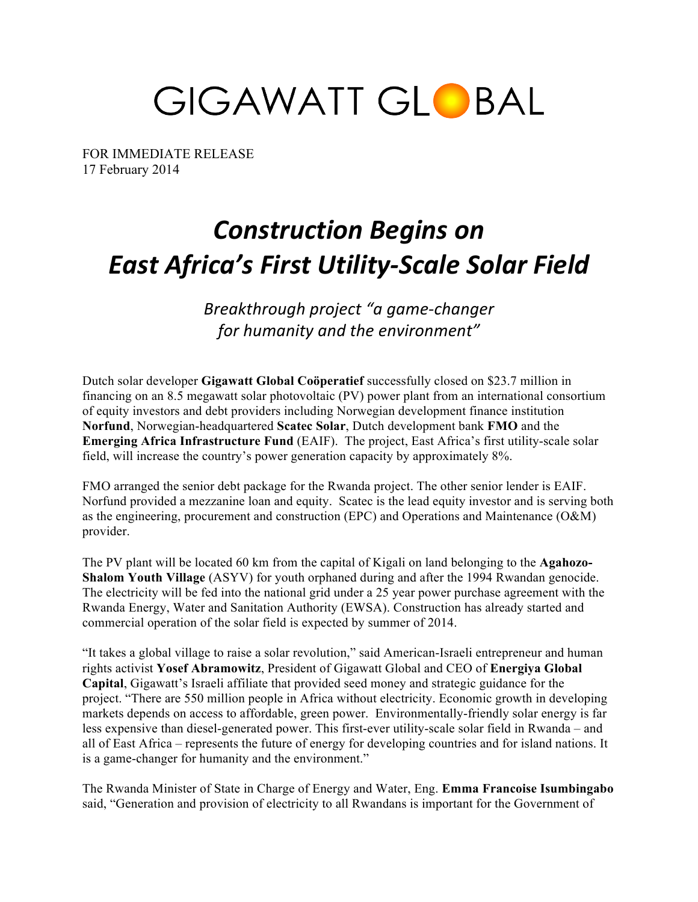# GIGAWATT GLOBAL

FOR IMMEDIATE RELEASE
17 February 2014

# *Construction Begins on East Africa's First Utility-Scale Solar Field*

## *Breakthrough project "a game-changer for humanity and the environment"*

Dutch solar developer **Gigawatt Global Coöperatief** successfully closed on $23.7 million in financing on an 8.5 megawatt solar photovoltaic (PV) power plant from an international consortium of equity investors and debt providers including Norwegian development finance institution **Norfund**, Norwegian-headquartered **Scatec Solar**, Dutch development bank **FMO** and the **Emerging Africa Infrastructure Fund** (EAIF). The project, East Africa's first utility-scale solar field, will increase the country's power generation capacity by approximately 8%.

FMO arranged the senior debt package for the Rwanda project. The other senior lender is EAIF. Norfund provided a mezzanine loan and equity. Scatec is the lead equity investor and is serving both as the engineering, procurement and construction (EPC) and Operations and Maintenance (O&M) provider.

The PV plant will be located 60 km from the capital of Kigali on land belonging to the **Agahozo-Shalom Youth Village** (ASYV) for youth orphaned during and after the 1994 Rwandan genocide. The electricity will be fed into the national grid under a 25 year power purchase agreement with the Rwanda Energy, Water and Sanitation Authority (EWSA). Construction has already started and commercial operation of the solar field is expected by summer of 2014.

"It takes a global village to raise a solar revolution," said American-Israeli entrepreneur and human rights activist **Yosef Abramowitz**, President of Gigawatt Global and CEO of **Energiya Global Capital**, Gigawatt's Israeli affiliate that provided seed money and strategic guidance for the project. "There are 550 million people in Africa without electricity. Economic growth in developing markets depends on access to affordable, green power. Environmentally-friendly solar energy is far less expensive than diesel-generated power. This first-ever utility-scale solar field in Rwanda – and all of East Africa – represents the future of energy for developing countries and for island nations. It is a game-changer for humanity and the environment."

The Rwanda Minister of State in Charge of Energy and Water, Eng. **Emma Francoise Isumbingabo** said, "Generation and provision of electricity to all Rwandans is important for the Government of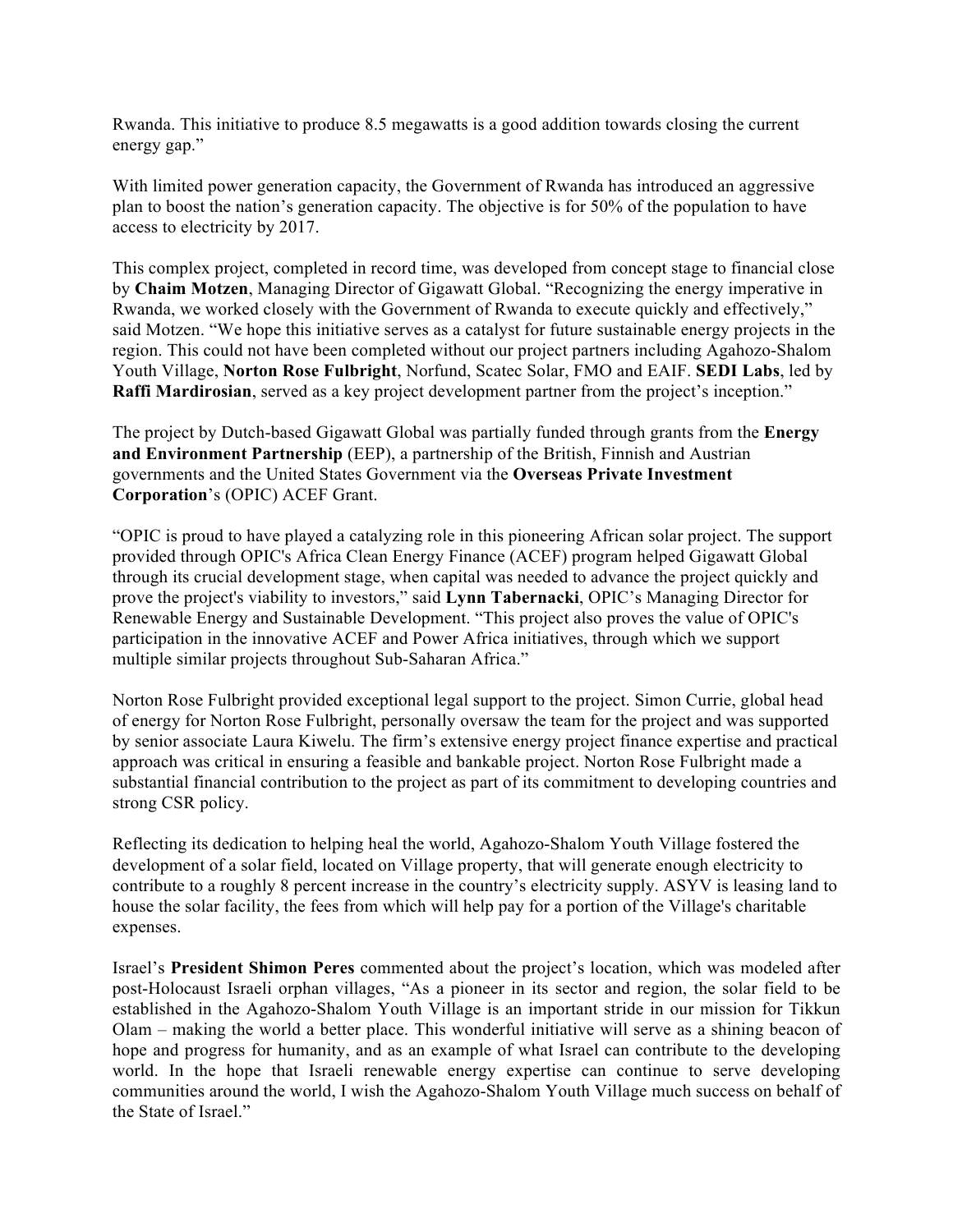Rwanda. This initiative to produce 8.5 megawatts is a good addition towards closing the current energy gap."

With limited power generation capacity, the Government of Rwanda has introduced an aggressive plan to boost the nation's generation capacity. The objective is for 50% of the population to have access to electricity by 2017.

This complex project, completed in record time, was developed from concept stage to financial close by **Chaim Motzen**, Managing Director of Gigawatt Global. "Recognizing the energy imperative in Rwanda, we worked closely with the Government of Rwanda to execute quickly and effectively," said Motzen. "We hope this initiative serves as a catalyst for future sustainable energy projects in the region. This could not have been completed without our project partners including Agahozo-Shalom Youth Village, **Norton Rose Fulbright**, Norfund, Scatec Solar, FMO and EAIF. **SEDI Labs**, led by **Raffi Mardirosian**, served as a key project development partner from the project's inception."

The project by Dutch-based Gigawatt Global was partially funded through grants from the **Energy and Environment Partnership** (EEP), a partnership of the British, Finnish and Austrian governments and the United States Government via the **Overseas Private Investment Corporation**'s (OPIC) ACEF Grant.

"OPIC is proud to have played a catalyzing role in this pioneering African solar project. The support provided through OPIC's Africa Clean Energy Finance (ACEF) program helped Gigawatt Global through its crucial development stage, when capital was needed to advance the project quickly and prove the project's viability to investors," said **Lynn Tabernacki**, OPIC's Managing Director for Renewable Energy and Sustainable Development. "This project also proves the value of OPIC's participation in the innovative ACEF and Power Africa initiatives, through which we support multiple similar projects throughout Sub-Saharan Africa."

Norton Rose Fulbright provided exceptional legal support to the project. Simon Currie, global head of energy for Norton Rose Fulbright, personally oversaw the team for the project and was supported by senior associate Laura Kiwelu. The firm's extensive energy project finance expertise and practical approach was critical in ensuring a feasible and bankable project. Norton Rose Fulbright made a substantial financial contribution to the project as part of its commitment to developing countries and strong CSR policy.

Reflecting its dedication to helping heal the world, Agahozo-Shalom Youth Village fostered the development of a solar field, located on Village property, that will generate enough electricity to contribute to a roughly 8 percent increase in the country's electricity supply. ASYV is leasing land to house the solar facility, the fees from which will help pay for a portion of the Village's charitable expenses.

Israel's **President Shimon Peres** commented about the project's location, which was modeled after post-Holocaust Israeli orphan villages, "As a pioneer in its sector and region, the solar field to be established in the Agahozo-Shalom Youth Village is an important stride in our mission for Tikkun Olam – making the world a better place. This wonderful initiative will serve as a shining beacon of hope and progress for humanity, and as an example of what Israel can contribute to the developing world. In the hope that Israeli renewable energy expertise can continue to serve developing communities around the world, I wish the Agahozo-Shalom Youth Village much success on behalf of the State of Israel."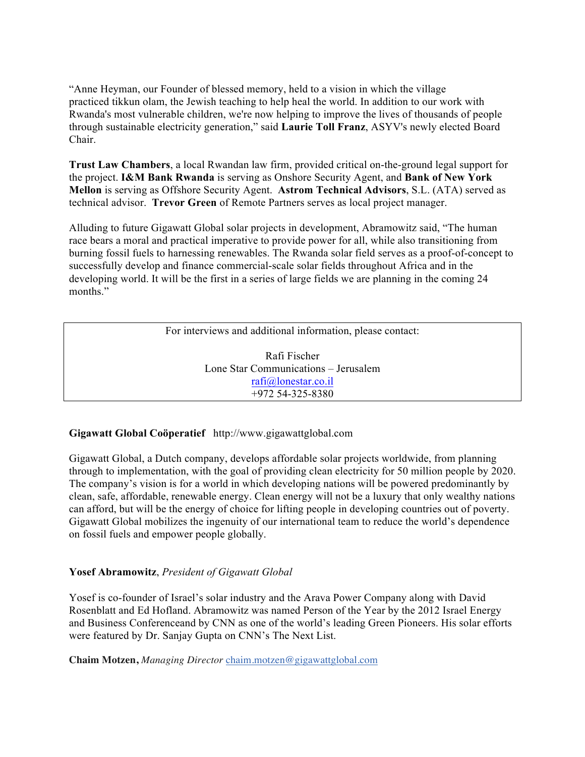"Anne Heyman, our Founder of blessed memory, held to a vision in which the village practiced tikkun olam, the Jewish teaching to help heal the world. In addition to our work with Rwanda's most vulnerable children, we're now helping to improve the lives of thousands of people through sustainable electricity generation," said **Laurie Toll Franz**, ASYV's newly elected Board Chair.

**Trust Law Chambers**, a local Rwandan law firm, provided critical on-the-ground legal support for the project. **I&M Bank Rwanda** is serving as Onshore Security Agent, and **Bank of New York Mellon** is serving as Offshore Security Agent. **Astrom Technical Advisors**, S.L. (ATA) served as technical advisor. **Trevor Green** of Remote Partners serves as local project manager.

Alluding to future Gigawatt Global solar projects in development, Abramowitz said, "The human race bears a moral and practical imperative to provide power for all, while also transitioning from burning fossil fuels to harnessing renewables. The Rwanda solar field serves as a proof-of-concept to successfully develop and finance commercial-scale solar fields throughout Africa and in the developing world. It will be the first in a series of large fields we are planning in the coming 24 months."

| For interviews and additional information, please contact:<br><br>Rafi Fischer<br>Lone Star Communications – Jerusalem<br>rafi@lonestar.co.il<br>+972 54-325-8380 |
|---|

**Gigawatt Global Coöperatief** http://www.gigawattglobal.com

Gigawatt Global, a Dutch company, develops affordable solar projects worldwide, from planning through to implementation, with the goal of providing clean electricity for 50 million people by 2020. The company's vision is for a world in which developing nations will be powered predominantly by clean, safe, affordable, renewable energy. Clean energy will not be a luxury that only wealthy nations can afford, but will be the energy of choice for lifting people in developing countries out of poverty. Gigawatt Global mobilizes the ingenuity of our international team to reduce the world's dependence on fossil fuels and empower people globally.

**Yosef Abramowitz**, *President of Gigawatt Global*

Yosef is co-founder of Israel's solar industry and the Arava Power Company along with David Rosenblatt and Ed Hofland. Abramowitz was named Person of the Year by the 2012 Israel Energy and Business Conferenceand by CNN as one of the world's leading Green Pioneers. His solar efforts were featured by Dr. Sanjay Gupta on CNN's The Next List.

**Chaim Motzen,** *Managing Director* chaim.motzen@gigawattglobal.com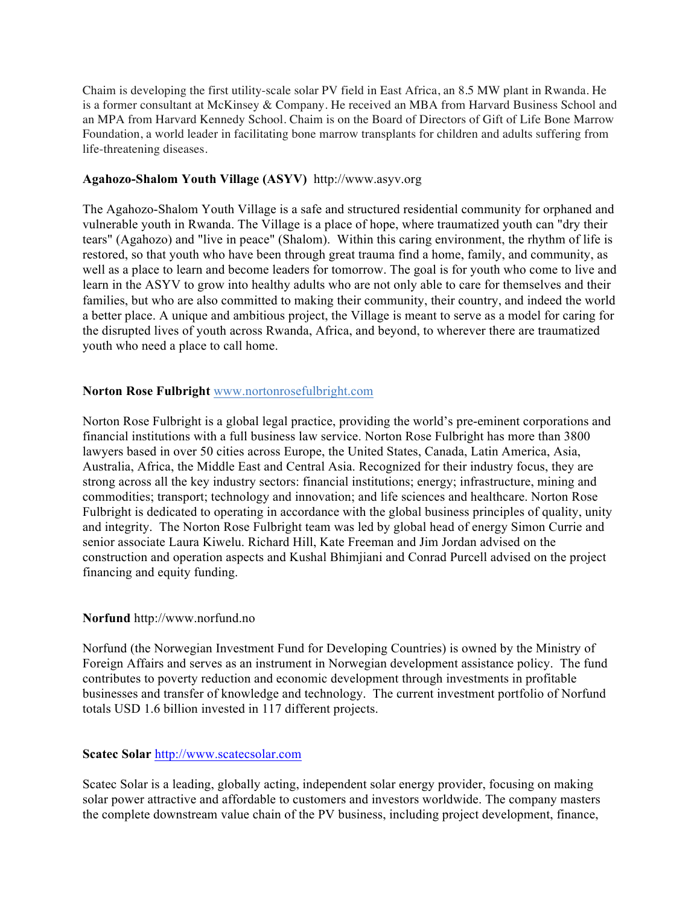Chaim is developing the first utility-scale solar PV field in East Africa, an 8.5 MW plant in Rwanda. He is a former consultant at McKinsey & Company. He received an MBA from Harvard Business School and an MPA from Harvard Kennedy School. Chaim is on the Board of Directors of Gift of Life Bone Marrow Foundation, a world leader in facilitating bone marrow transplants for children and adults suffering from life-threatening diseases.

**Agahozo-Shalom Youth Village (ASYV)** http://www.asyv.org

The Agahozo-Shalom Youth Village is a safe and structured residential community for orphaned and vulnerable youth in Rwanda. The Village is a place of hope, where traumatized youth can "dry their tears" (Agahozo) and "live in peace" (Shalom). Within this caring environment, the rhythm of life is restored, so that youth who have been through great trauma find a home, family, and community, as well as a place to learn and become leaders for tomorrow. The goal is for youth who come to live and learn in the ASYV to grow into healthy adults who are not only able to care for themselves and their families, but who are also committed to making their community, their country, and indeed the world a better place. A unique and ambitious project, the Village is meant to serve as a model for caring for the disrupted lives of youth across Rwanda, Africa, and beyond, to wherever there are traumatized youth who need a place to call home.

**Norton Rose Fulbright** www.nortonrosefulbright.com

Norton Rose Fulbright is a global legal practice, providing the world's pre-eminent corporations and financial institutions with a full business law service. Norton Rose Fulbright has more than 3800 lawyers based in over 50 cities across Europe, the United States, Canada, Latin America, Asia, Australia, Africa, the Middle East and Central Asia. Recognized for their industry focus, they are strong across all the key industry sectors: financial institutions; energy; infrastructure, mining and commodities; transport; technology and innovation; and life sciences and healthcare. Norton Rose Fulbright is dedicated to operating in accordance with the global business principles of quality, unity and integrity. The Norton Rose Fulbright team was led by global head of energy Simon Currie and senior associate Laura Kiwelu. Richard Hill, Kate Freeman and Jim Jordan advised on the construction and operation aspects and Kushal Bhimjiani and Conrad Purcell advised on the project financing and equity funding.

**Norfund** http://www.norfund.no

Norfund (the Norwegian Investment Fund for Developing Countries) is owned by the Ministry of Foreign Affairs and serves as an instrument in Norwegian development assistance policy. The fund contributes to poverty reduction and economic development through investments in profitable businesses and transfer of knowledge and technology. The current investment portfolio of Norfund totals USD 1.6 billion invested in 117 different projects.

**Scatec Solar** http://www.scatecsolar.com

Scatec Solar is a leading, globally acting, independent solar energy provider, focusing on making solar power attractive and affordable to customers and investors worldwide. The company masters the complete downstream value chain of the PV business, including project development, finance,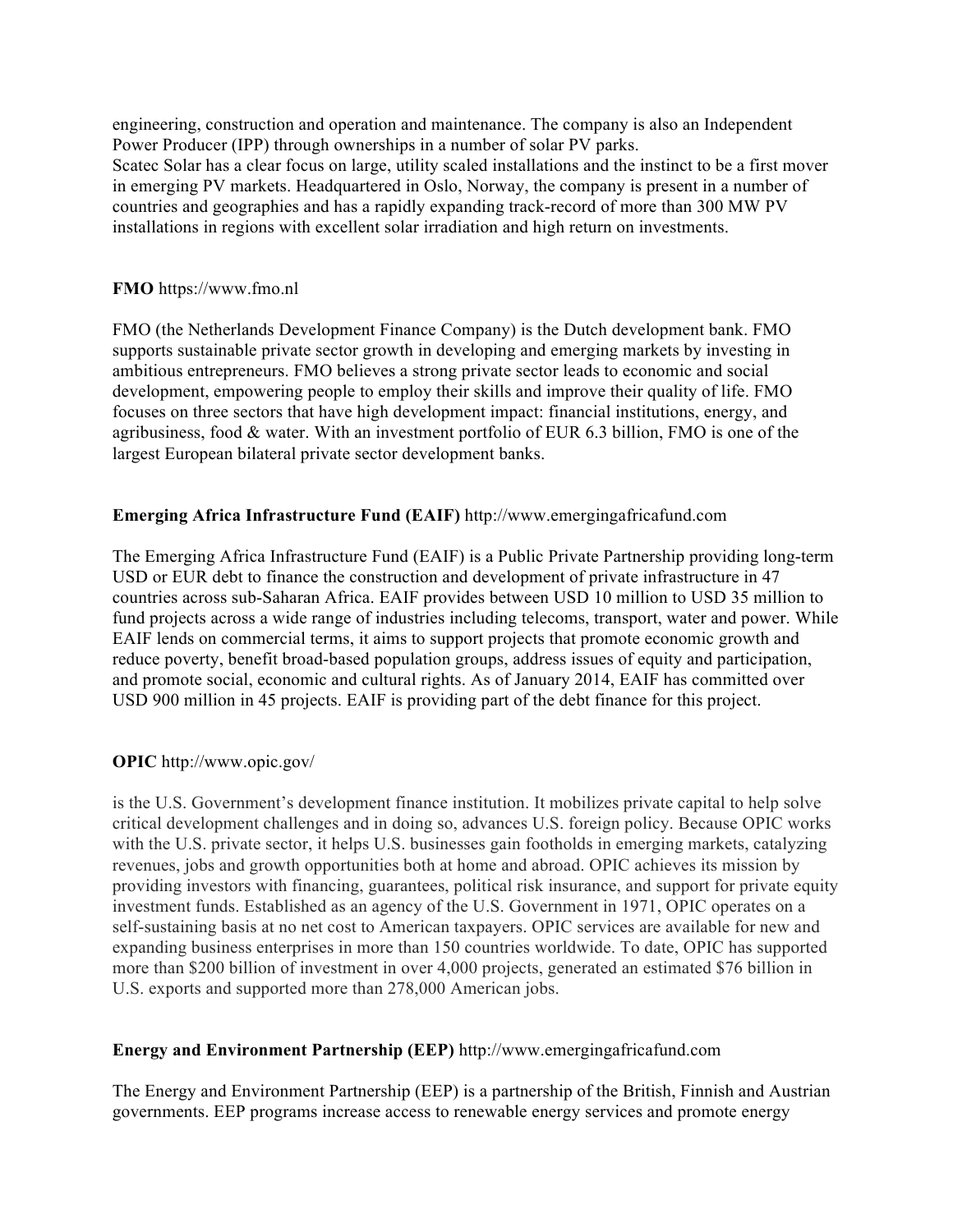engineering, construction and operation and maintenance. The company is also an Independent Power Producer (IPP) through ownerships in a number of solar PV parks.
Scatec Solar has a clear focus on large, utility scaled installations and the instinct to be a first mover in emerging PV markets. Headquartered in Oslo, Norway, the company is present in a number of countries and geographies and has a rapidly expanding track-record of more than 300 MW PV installations in regions with excellent solar irradiation and high return on investments.

**FMO** https://www.fmo.nl

FMO (the Netherlands Development Finance Company) is the Dutch development bank. FMO supports sustainable private sector growth in developing and emerging markets by investing in ambitious entrepreneurs. FMO believes a strong private sector leads to economic and social development, empowering people to employ their skills and improve their quality of life. FMO focuses on three sectors that have high development impact: financial institutions, energy, and agribusiness, food & water. With an investment portfolio of EUR 6.3 billion, FMO is one of the largest European bilateral private sector development banks.

**Emerging Africa Infrastructure Fund (EAIF)** http://www.emergingafricafund.com

The Emerging Africa Infrastructure Fund (EAIF) is a Public Private Partnership providing long-term USD or EUR debt to finance the construction and development of private infrastructure in 47 countries across sub-Saharan Africa. EAIF provides between USD 10 million to USD 35 million to fund projects across a wide range of industries including telecoms, transport, water and power. While EAIF lends on commercial terms, it aims to support projects that promote economic growth and reduce poverty, benefit broad-based population groups, address issues of equity and participation, and promote social, economic and cultural rights. As of January 2014, EAIF has committed over USD 900 million in 45 projects. EAIF is providing part of the debt finance for this project.

**OPIC** http://www.opic.gov/

is the U.S. Government's development finance institution. It mobilizes private capital to help solve critical development challenges and in doing so, advances U.S. foreign policy. Because OPIC works with the U.S. private sector, it helps U.S. businesses gain footholds in emerging markets, catalyzing revenues, jobs and growth opportunities both at home and abroad. OPIC achieves its mission by providing investors with financing, guarantees, political risk insurance, and support for private equity investment funds. Established as an agency of the U.S. Government in 1971, OPIC operates on a self-sustaining basis at no net cost to American taxpayers. OPIC services are available for new and expanding business enterprises in more than 150 countries worldwide. To date, OPIC has supported more than $200 billion of investment in over 4,000 projects, generated an estimated $76 billion in U.S. exports and supported more than 278,000 American jobs.

**Energy and Environment Partnership (EEP)** http://www.emergingafricafund.com

The Energy and Environment Partnership (EEP) is a partnership of the British, Finnish and Austrian governments. EEP programs increase access to renewable energy services and promote energy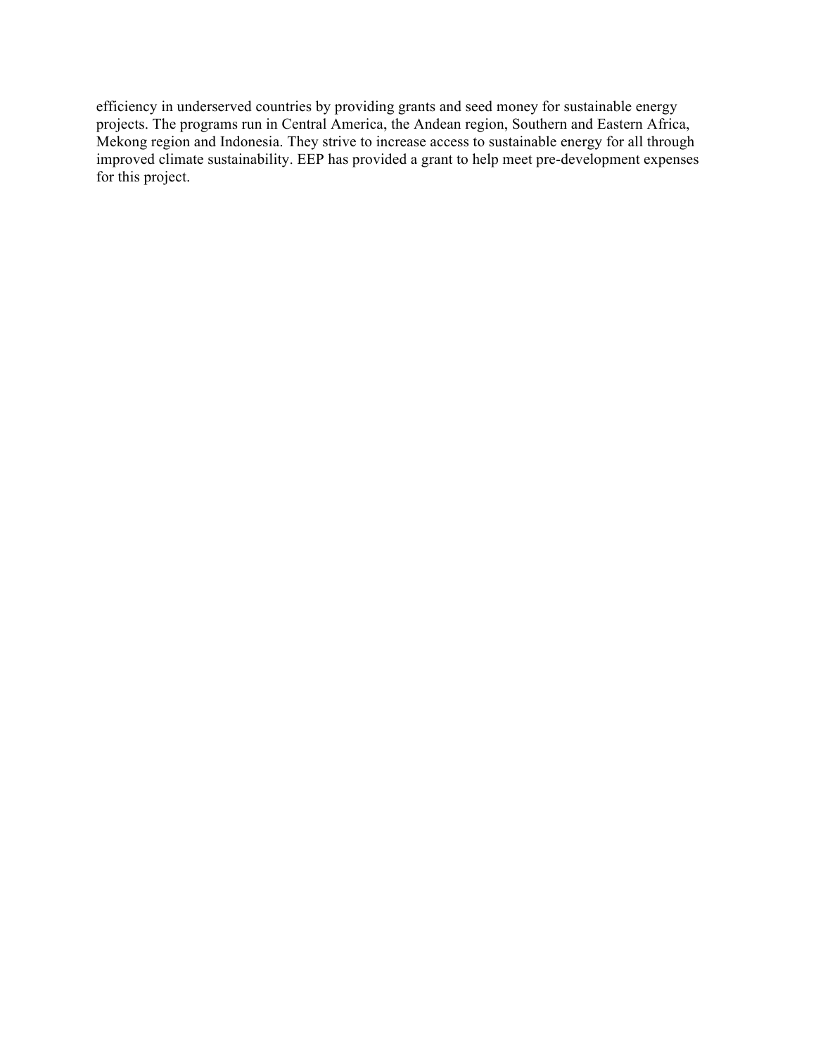efficiency in underserved countries by providing grants and seed money for sustainable energy projects. The programs run in Central America, the Andean region, Southern and Eastern Africa, Mekong region and Indonesia. They strive to increase access to sustainable energy for all through improved climate sustainability. EEP has provided a grant to help meet pre-development expenses for this project.